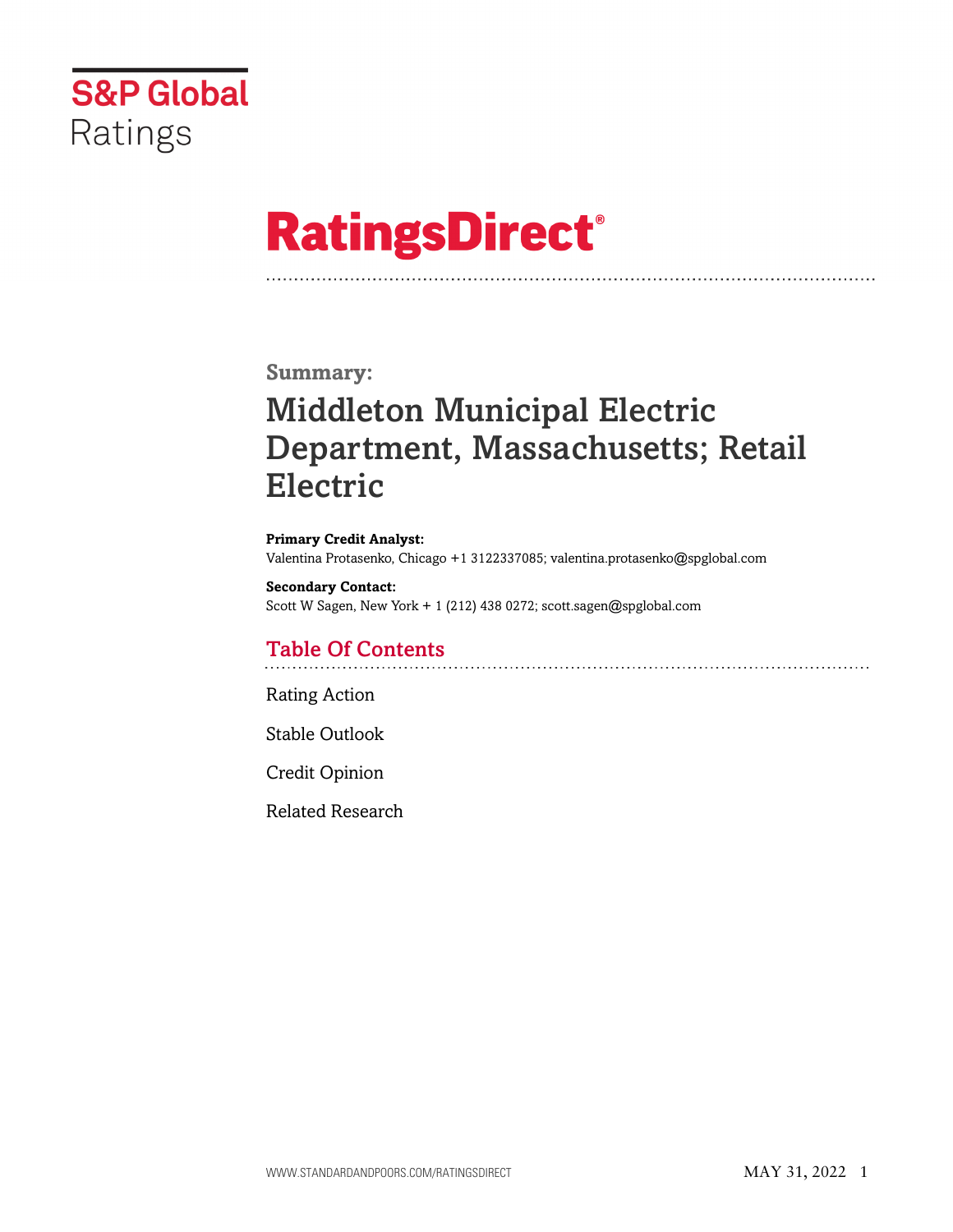S&P Global Ratings

# RatingsDirect®

**Summary:**

# Middleton Municipal Electric Department, Massachusetts; Retail Electric

**Primary Credit Analyst:**
Valentina Protasenko, Chicago +1 3122337085; valentina.protasenko@spglobal.com

**Secondary Contact:**
Scott W Sagen, New York + 1 (212) 438 0272; scott.sagen@spglobal.com

## Table Of Contents

Rating Action

Stable Outlook

Credit Opinion

Related Research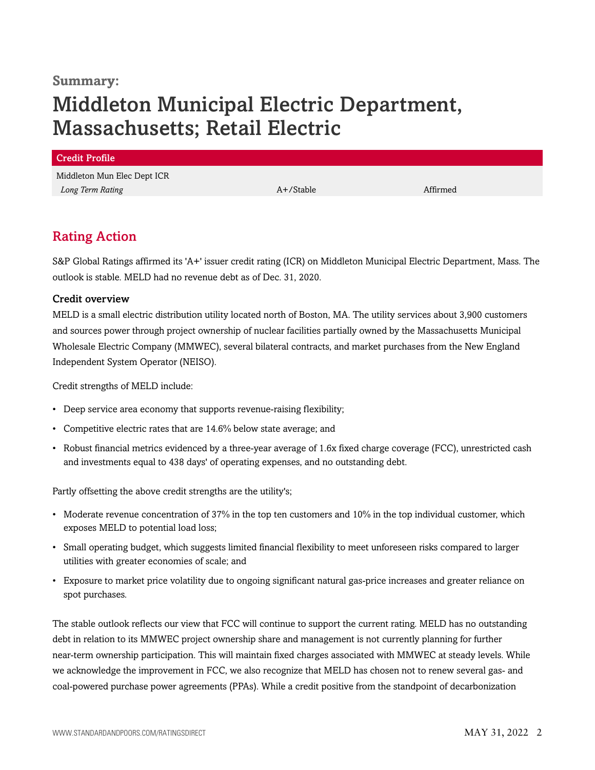**Summary:**

# Middleton Municipal Electric Department, Massachusetts; Retail Electric

| Credit Profile | | |
| --- | --- | --- |
| Middleton Mun Elec Dept ICR | | |
| *Long Term Rating* | A+/Stable | Affirmed |

## Rating Action

S&P Global Ratings affirmed its 'A+' issuer credit rating (ICR) on Middleton Municipal Electric Department, Mass. The outlook is stable. MELD had no revenue debt as of Dec. 31, 2020.

### Credit overview

MELD is a small electric distribution utility located north of Boston, MA. The utility services about 3,900 customers and sources power through project ownership of nuclear facilities partially owned by the Massachusetts Municipal Wholesale Electric Company (MMWEC), several bilateral contracts, and market purchases from the New England Independent System Operator (NEISO).

Credit strengths of MELD include:

- Deep service area economy that supports revenue-raising flexibility;
- Competitive electric rates that are 14.6% below state average; and
- Robust financial metrics evidenced by a three-year average of 1.6x fixed charge coverage (FCC), unrestricted cash and investments equal to 438 days' of operating expenses, and no outstanding debt.

Partly offsetting the above credit strengths are the utility's;

- Moderate revenue concentration of 37% in the top ten customers and 10% in the top individual customer, which exposes MELD to potential load loss;
- Small operating budget, which suggests limited financial flexibility to meet unforeseen risks compared to larger utilities with greater economies of scale; and
- Exposure to market price volatility due to ongoing significant natural gas-price increases and greater reliance on spot purchases.

The stable outlook reflects our view that FCC will continue to support the current rating. MELD has no outstanding debt in relation to its MMWEC project ownership share and management is not currently planning for further near-term ownership participation. This will maintain fixed charges associated with MMWEC at steady levels. While we acknowledge the improvement in FCC, we also recognize that MELD has chosen not to renew several gas- and coal-powered purchase power agreements (PPAs). While a credit positive from the standpoint of decarbonization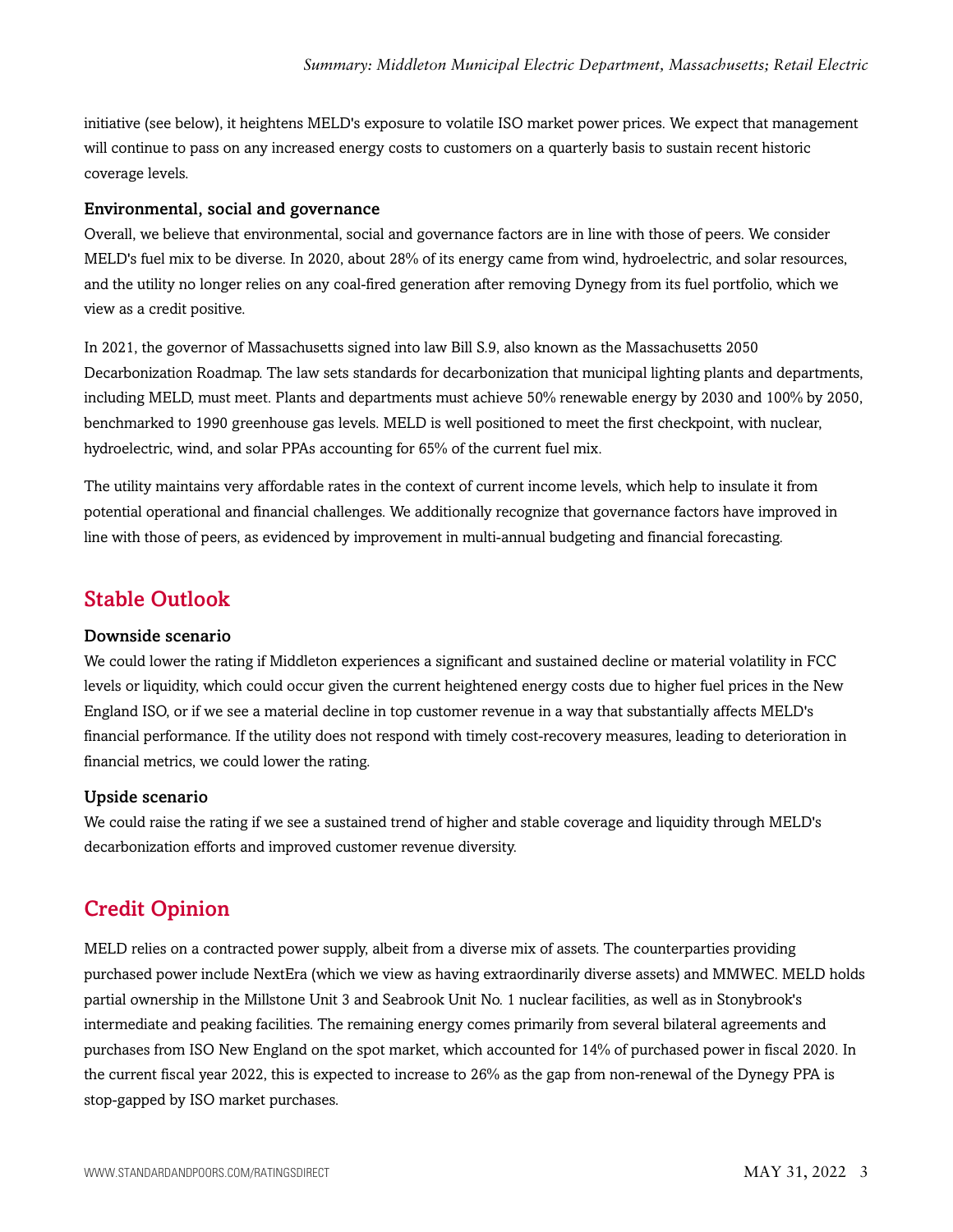initiative (see below), it heightens MELD's exposure to volatile ISO market power prices. We expect that management will continue to pass on any increased energy costs to customers on a quarterly basis to sustain recent historic coverage levels.

### Environmental, social and governance

Overall, we believe that environmental, social and governance factors are in line with those of peers. We consider MELD's fuel mix to be diverse. In 2020, about 28% of its energy came from wind, hydroelectric, and solar resources, and the utility no longer relies on any coal-fired generation after removing Dynegy from its fuel portfolio, which we view as a credit positive.

In 2021, the governor of Massachusetts signed into law Bill S.9, also known as the Massachusetts 2050 Decarbonization Roadmap. The law sets standards for decarbonization that municipal lighting plants and departments, including MELD, must meet. Plants and departments must achieve 50% renewable energy by 2030 and 100% by 2050, benchmarked to 1990 greenhouse gas levels. MELD is well positioned to meet the first checkpoint, with nuclear, hydroelectric, wind, and solar PPAs accounting for 65% of the current fuel mix.

The utility maintains very affordable rates in the context of current income levels, which help to insulate it from potential operational and financial challenges. We additionally recognize that governance factors have improved in line with those of peers, as evidenced by improvement in multi-annual budgeting and financial forecasting.

## Stable Outlook

### Downside scenario

We could lower the rating if Middleton experiences a significant and sustained decline or material volatility in FCC levels or liquidity, which could occur given the current heightened energy costs due to higher fuel prices in the New England ISO, or if we see a material decline in top customer revenue in a way that substantially affects MELD's financial performance. If the utility does not respond with timely cost-recovery measures, leading to deterioration in financial metrics, we could lower the rating.

### Upside scenario

We could raise the rating if we see a sustained trend of higher and stable coverage and liquidity through MELD's decarbonization efforts and improved customer revenue diversity.

## Credit Opinion

MELD relies on a contracted power supply, albeit from a diverse mix of assets. The counterparties providing purchased power include NextEra (which we view as having extraordinarily diverse assets) and MMWEC. MELD holds partial ownership in the Millstone Unit 3 and Seabrook Unit No. 1 nuclear facilities, as well as in Stonybrook's intermediate and peaking facilities. The remaining energy comes primarily from several bilateral agreements and purchases from ISO New England on the spot market, which accounted for 14% of purchased power in fiscal 2020. In the current fiscal year 2022, this is expected to increase to 26% as the gap from non-renewal of the Dynegy PPA is stop-gapped by ISO market purchases.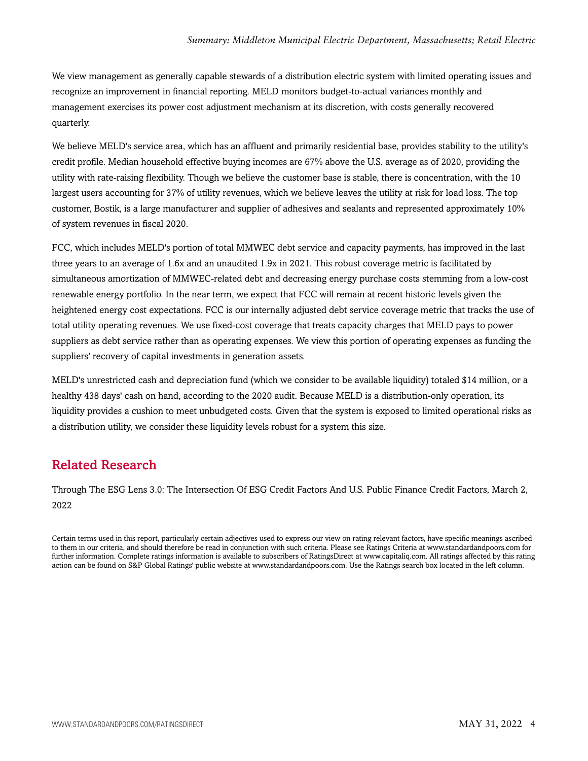We view management as generally capable stewards of a distribution electric system with limited operating issues and recognize an improvement in financial reporting. MELD monitors budget-to-actual variances monthly and management exercises its power cost adjustment mechanism at its discretion, with costs generally recovered quarterly.

We believe MELD's service area, which has an affluent and primarily residential base, provides stability to the utility's credit profile. Median household effective buying incomes are 67% above the U.S. average as of 2020, providing the utility with rate-raising flexibility. Though we believe the customer base is stable, there is concentration, with the 10 largest users accounting for 37% of utility revenues, which we believe leaves the utility at risk for load loss. The top customer, Bostik, is a large manufacturer and supplier of adhesives and sealants and represented approximately 10% of system revenues in fiscal 2020.

FCC, which includes MELD's portion of total MMWEC debt service and capacity payments, has improved in the last three years to an average of 1.6x and an unaudited 1.9x in 2021. This robust coverage metric is facilitated by simultaneous amortization of MMWEC-related debt and decreasing energy purchase costs stemming from a low-cost renewable energy portfolio. In the near term, we expect that FCC will remain at recent historic levels given the heightened energy cost expectations. FCC is our internally adjusted debt service coverage metric that tracks the use of total utility operating revenues. We use fixed-cost coverage that treats capacity charges that MELD pays to power suppliers as debt service rather than as operating expenses. We view this portion of operating expenses as funding the suppliers' recovery of capital investments in generation assets.

MELD's unrestricted cash and depreciation fund (which we consider to be available liquidity) totaled $14 million, or a healthy 438 days' cash on hand, according to the 2020 audit. Because MELD is a distribution-only operation, its liquidity provides a cushion to meet unbudgeted costs. Given that the system is exposed to limited operational risks as a distribution utility, we consider these liquidity levels robust for a system this size.

## Related Research

Through The ESG Lens 3.0: The Intersection Of ESG Credit Factors And U.S. Public Finance Credit Factors, March 2, 2022

Certain terms used in this report, particularly certain adjectives used to express our view on rating relevant factors, have specific meanings ascribed to them in our criteria, and should therefore be read in conjunction with such criteria. Please see Ratings Criteria at www.standardandpoors.com for further information. Complete ratings information is available to subscribers of RatingsDirect at www.capitaliq.com. All ratings affected by this rating action can be found on S&P Global Ratings' public website at www.standardandpoors.com. Use the Ratings search box located in the left column.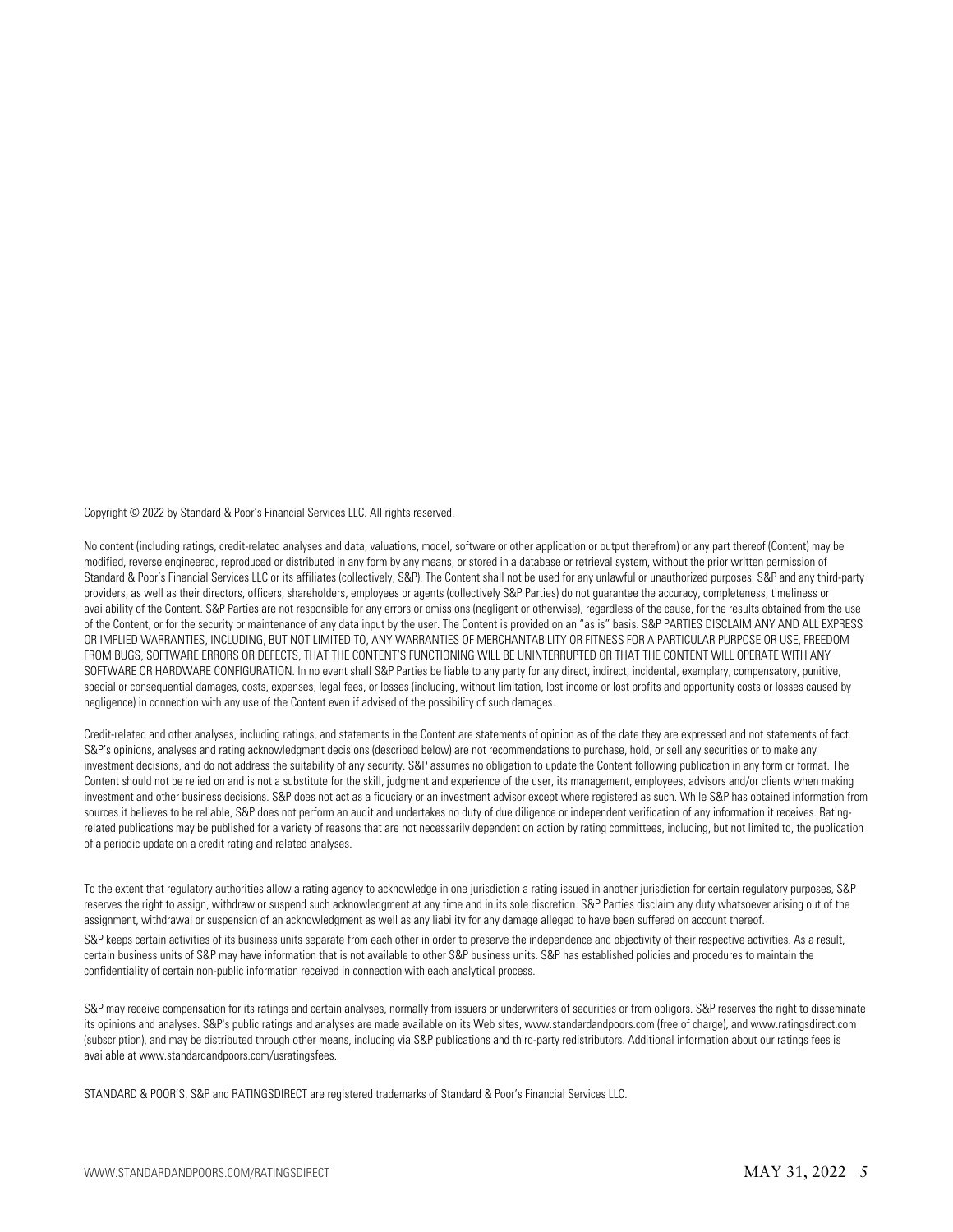Copyright © 2022 by Standard & Poor's Financial Services LLC. All rights reserved.

No content (including ratings, credit-related analyses and data, valuations, model, software or other application or output therefrom) or any part thereof (Content) may be modified, reverse engineered, reproduced or distributed in any form by any means, or stored in a database or retrieval system, without the prior written permission of Standard & Poor's Financial Services LLC or its affiliates (collectively, S&P). The Content shall not be used for any unlawful or unauthorized purposes. S&P and any third-party providers, as well as their directors, officers, shareholders, employees or agents (collectively S&P Parties) do not guarantee the accuracy, completeness, timeliness or availability of the Content. S&P Parties are not responsible for any errors or omissions (negligent or otherwise), regardless of the cause, for the results obtained from the use of the Content, or for the security or maintenance of any data input by the user. The Content is provided on an "as is" basis. S&P PARTIES DISCLAIM ANY AND ALL EXPRESS OR IMPLIED WARRANTIES, INCLUDING, BUT NOT LIMITED TO, ANY WARRANTIES OF MERCHANTABILITY OR FITNESS FOR A PARTICULAR PURPOSE OR USE, FREEDOM FROM BUGS, SOFTWARE ERRORS OR DEFECTS, THAT THE CONTENT'S FUNCTIONING WILL BE UNINTERRUPTED OR THAT THE CONTENT WILL OPERATE WITH ANY SOFTWARE OR HARDWARE CONFIGURATION. In no event shall S&P Parties be liable to any party for any direct, indirect, incidental, exemplary, compensatory, punitive, special or consequential damages, costs, expenses, legal fees, or losses (including, without limitation, lost income or lost profits and opportunity costs or losses caused by negligence) in connection with any use of the Content even if advised of the possibility of such damages.

Credit-related and other analyses, including ratings, and statements in the Content are statements of opinion as of the date they are expressed and not statements of fact. S&P's opinions, analyses and rating acknowledgment decisions (described below) are not recommendations to purchase, hold, or sell any securities or to make any investment decisions, and do not address the suitability of any security. S&P assumes no obligation to update the Content following publication in any form or format. The Content should not be relied on and is not a substitute for the skill, judgment and experience of the user, its management, employees, advisors and/or clients when making investment and other business decisions. S&P does not act as a fiduciary or an investment advisor except where registered as such. While S&P has obtained information from sources it believes to be reliable, S&P does not perform an audit and undertakes no duty of due diligence or independent verification of any information it receives. Rating-related publications may be published for a variety of reasons that are not necessarily dependent on action by rating committees, including, but not limited to, the publication of a periodic update on a credit rating and related analyses.

To the extent that regulatory authorities allow a rating agency to acknowledge in one jurisdiction a rating issued in another jurisdiction for certain regulatory purposes, S&P reserves the right to assign, withdraw or suspend such acknowledgment at any time and in its sole discretion. S&P Parties disclaim any duty whatsoever arising out of the assignment, withdrawal or suspension of an acknowledgment as well as any liability for any damage alleged to have been suffered on account thereof.

S&P keeps certain activities of its business units separate from each other in order to preserve the independence and objectivity of their respective activities. As a result, certain business units of S&P may have information that is not available to other S&P business units. S&P has established policies and procedures to maintain the confidentiality of certain non-public information received in connection with each analytical process.

S&P may receive compensation for its ratings and certain analyses, normally from issuers or underwriters of securities or from obligors. S&P reserves the right to disseminate its opinions and analyses. S&P's public ratings and analyses are made available on its Web sites, www.standardandpoors.com (free of charge), and www.ratingsdirect.com (subscription), and may be distributed through other means, including via S&P publications and third-party redistributors. Additional information about our ratings fees is available at www.standardandpoors.com/usratingsfees.

STANDARD & POOR'S, S&P and RATINGSDIRECT are registered trademarks of Standard & Poor's Financial Services LLC.